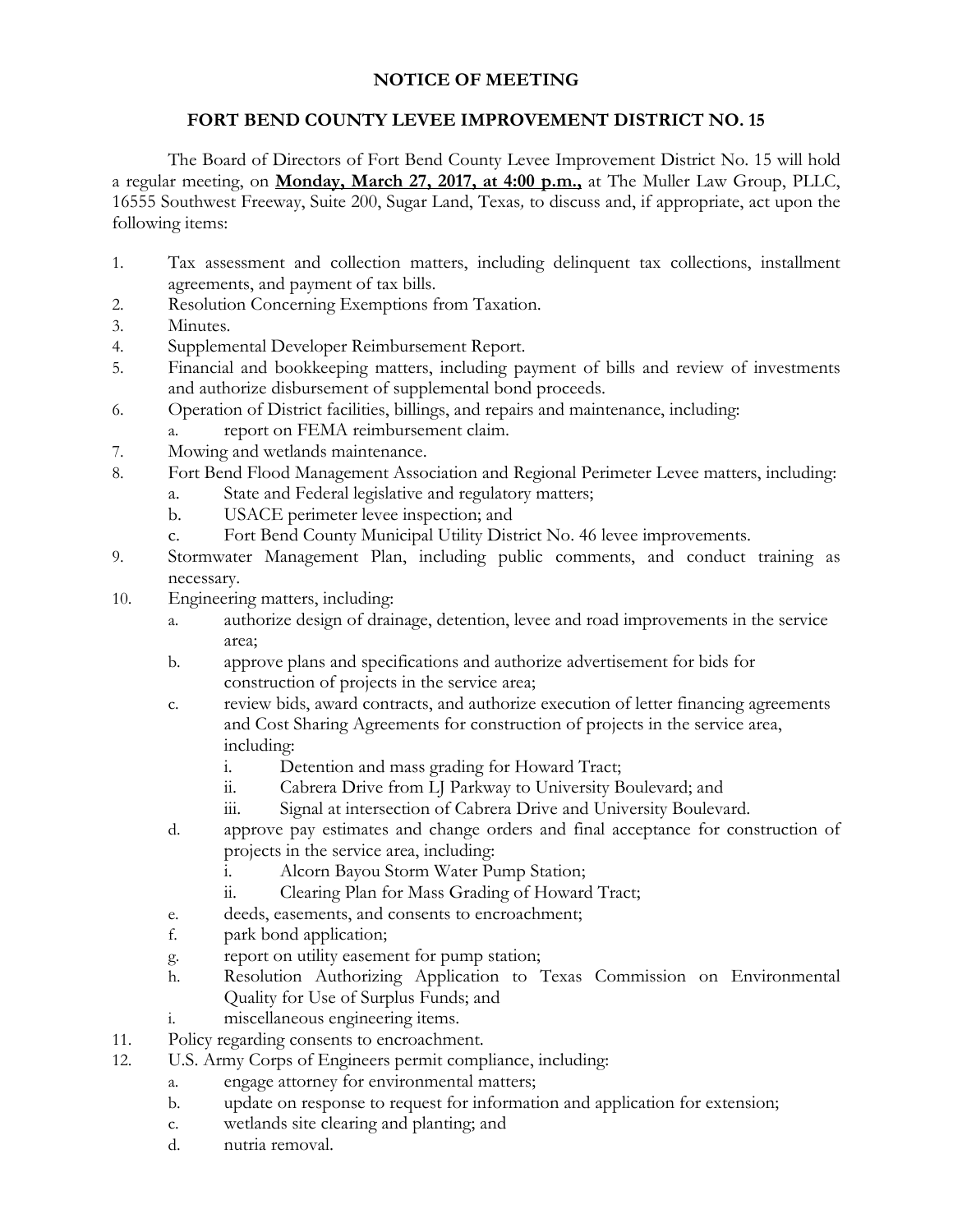# NOTICE OF MEETING

## FORT BEND COUNTY LEVEE IMPROVEMENT DISTRICT NO. 15

The Board of Directors of Fort Bend County Levee Improvement District No. 15 will hold a regular meeting, on **Monday, March 27, 2017, at 4:00 p.m.,** at The Muller Law Group, PLLC, 16555 Southwest Freeway, Suite 200, Sugar Land, Texas, to discuss and, if appropriate, act upon the following items:

1. Tax assessment and collection matters, including delinquent tax collections, installment agreements, and payment of tax bills.
2. Resolution Concerning Exemptions from Taxation.
3. Minutes.
4. Supplemental Developer Reimbursement Report.
5. Financial and bookkeeping matters, including payment of bills and review of investments and authorize disbursement of supplemental bond proceeds.
6. Operation of District facilities, billings, and repairs and maintenance, including:
   a. report on FEMA reimbursement claim.
7. Mowing and wetlands maintenance.
8. Fort Bend Flood Management Association and Regional Perimeter Levee matters, including:
   a. State and Federal legislative and regulatory matters;
   b. USACE perimeter levee inspection; and
   c. Fort Bend County Municipal Utility District No. 46 levee improvements.
9. Stormwater Management Plan, including public comments, and conduct training as necessary.
10. Engineering matters, including:
    a. authorize design of drainage, detention, levee and road improvements in the service area;
    b. approve plans and specifications and authorize advertisement for bids for construction of projects in the service area;
    c. review bids, award contracts, and authorize execution of letter financing agreements and Cost Sharing Agreements for construction of projects in the service area, including:
       i. Detention and mass grading for Howard Tract;
       ii. Cabrera Drive from LJ Parkway to University Boulevard; and
       iii. Signal at intersection of Cabrera Drive and University Boulevard.
    d. approve pay estimates and change orders and final acceptance for construction of projects in the service area, including:
       i. Alcorn Bayou Storm Water Pump Station;
       ii. Clearing Plan for Mass Grading of Howard Tract;
    e. deeds, easements, and consents to encroachment;
    f. park bond application;
    g. report on utility easement for pump station;
    h. Resolution Authorizing Application to Texas Commission on Environmental Quality for Use of Surplus Funds; and
    i. miscellaneous engineering items.
11. Policy regarding consents to encroachment.
12. U.S. Army Corps of Engineers permit compliance, including:
    a. engage attorney for environmental matters;
    b. update on response to request for information and application for extension;
    c. wetlands site clearing and planting; and
    d. nutria removal.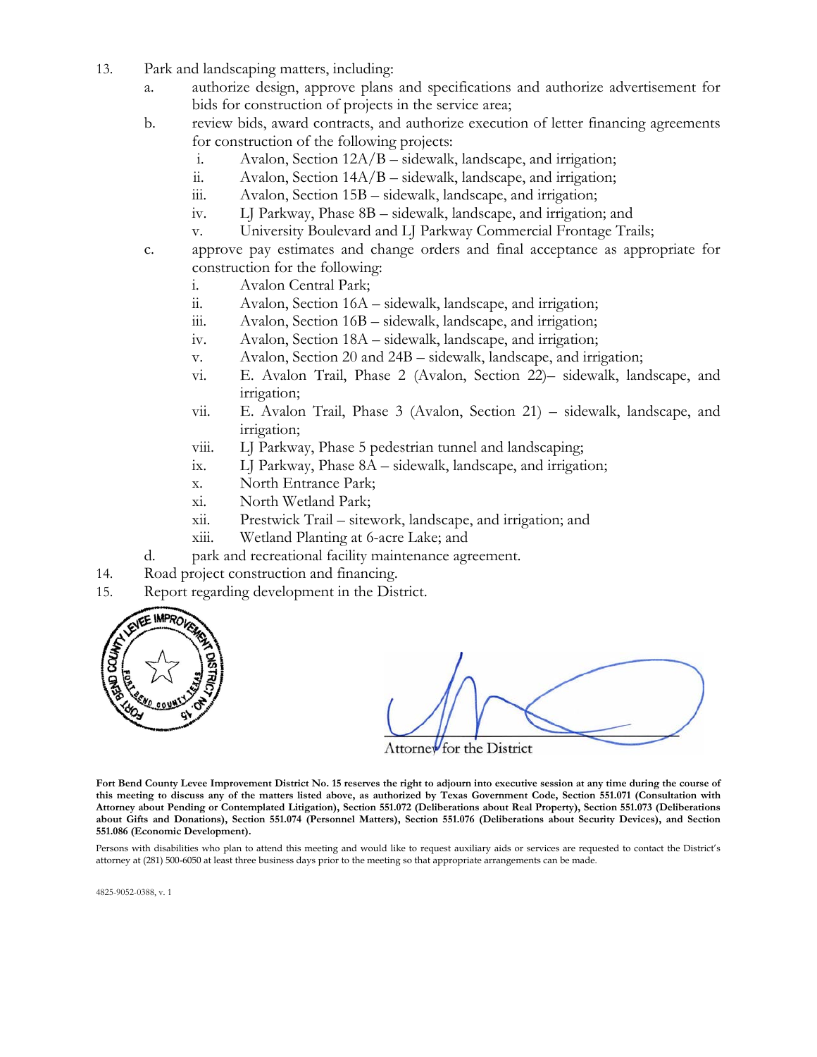13. Park and landscaping matters, including:
    a. authorize design, approve plans and specifications and authorize advertisement for bids for construction of projects in the service area;
    b. review bids, award contracts, and authorize execution of letter financing agreements for construction of the following projects:
        i. Avalon, Section 12A/B – sidewalk, landscape, and irrigation;
        ii. Avalon, Section 14A/B – sidewalk, landscape, and irrigation;
        iii. Avalon, Section 15B – sidewalk, landscape, and irrigation;
        iv. LJ Parkway, Phase 8B – sidewalk, landscape, and irrigation; and
        v. University Boulevard and LJ Parkway Commercial Frontage Trails;
    c. approve pay estimates and change orders and final acceptance as appropriate for construction for the following:
        i. Avalon Central Park;
        ii. Avalon, Section 16A – sidewalk, landscape, and irrigation;
        iii. Avalon, Section 16B – sidewalk, landscape, and irrigation;
        iv. Avalon, Section 18A – sidewalk, landscape, and irrigation;
        v. Avalon, Section 20 and 24B – sidewalk, landscape, and irrigation;
        vi. E. Avalon Trail, Phase 2 (Avalon, Section 22)– sidewalk, landscape, and irrigation;
        vii. E. Avalon Trail, Phase 3 (Avalon, Section 21) – sidewalk, landscape, and irrigation;
        viii. LJ Parkway, Phase 5 pedestrian tunnel and landscaping;
        ix. LJ Parkway, Phase 8A – sidewalk, landscape, and irrigation;
        x. North Entrance Park;
        xi. North Wetland Park;
        xii. Prestwick Trail – sitework, landscape, and irrigation; and
        xiii. Wetland Planting at 6-acre Lake; and
    d. park and recreational facility maintenance agreement.
14. Road project construction and financing.
15. Report regarding development in the District.

FORT BEND COUNTY LEVEE IMPROVEMENT DISTRICT NO. 15 FORT BEND COUNTY TEXAS

Attorney for the District

**Fort Bend County Levee Improvement District No. 15 reserves the right to adjourn into executive session at any time during the course of this meeting to discuss any of the matters listed above, as authorized by Texas Government Code, Section 551.071 (Consultation with Attorney about Pending or Contemplated Litigation), Section 551.072 (Deliberations about Real Property), Section 551.073 (Deliberations about Gifts and Donations), Section 551.074 (Personnel Matters), Section 551.076 (Deliberations about Security Devices), and Section 551.086 (Economic Development).**

Persons with disabilities who plan to attend this meeting and would like to request auxiliary aids or services are requested to contact the District's attorney at (281) 500-6050 at least three business days prior to the meeting so that appropriate arrangements can be made.

4825-9052-0388, v. 1